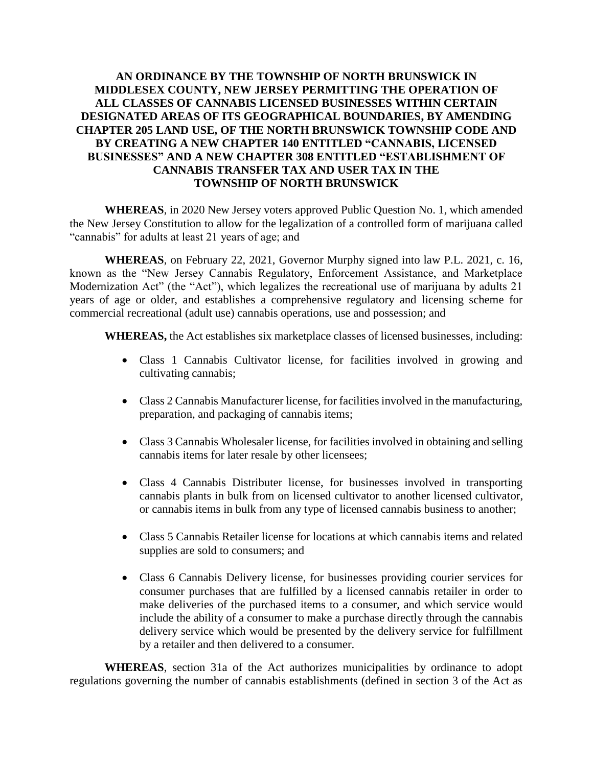# AN ORDINANCE BY THE TOWNSHIP OF NORTH BRUNSWICK IN MIDDLESEX COUNTY, NEW JERSEY PERMITTING THE OPERATION OF ALL CLASSES OF CANNABIS LICENSED BUSINESSES WITHIN CERTAIN DESIGNATED AREAS OF ITS GEOGRAPHICAL BOUNDARIES, BY AMENDING CHAPTER 205 LAND USE, OF THE NORTH BRUNSWICK TOWNSHIP CODE AND BY CREATING A NEW CHAPTER 140 ENTITLED "CANNABIS, LICENSED BUSINESSES" AND A NEW CHAPTER 308 ENTITLED "ESTABLISHMENT OF CANNABIS TRANSFER TAX AND USER TAX IN THE TOWNSHIP OF NORTH BRUNSWICK

**WHEREAS**, in 2020 New Jersey voters approved Public Question No. 1, which amended the New Jersey Constitution to allow for the legalization of a controlled form of marijuana called "cannabis" for adults at least 21 years of age; and

**WHEREAS**, on February 22, 2021, Governor Murphy signed into law P.L. 2021, c. 16, known as the "New Jersey Cannabis Regulatory, Enforcement Assistance, and Marketplace Modernization Act" (the "Act"), which legalizes the recreational use of marijuana by adults 21 years of age or older, and establishes a comprehensive regulatory and licensing scheme for commercial recreational (adult use) cannabis operations, use and possession; and

**WHEREAS,** the Act establishes six marketplace classes of licensed businesses, including:

- Class 1 Cannabis Cultivator license, for facilities involved in growing and cultivating cannabis;
- Class 2 Cannabis Manufacturer license, for facilities involved in the manufacturing, preparation, and packaging of cannabis items;
- Class 3 Cannabis Wholesaler license, for facilities involved in obtaining and selling cannabis items for later resale by other licensees;
- Class 4 Cannabis Distributer license, for businesses involved in transporting cannabis plants in bulk from on licensed cultivator to another licensed cultivator, or cannabis items in bulk from any type of licensed cannabis business to another;
- Class 5 Cannabis Retailer license for locations at which cannabis items and related supplies are sold to consumers; and
- Class 6 Cannabis Delivery license, for businesses providing courier services for consumer purchases that are fulfilled by a licensed cannabis retailer in order to make deliveries of the purchased items to a consumer, and which service would include the ability of a consumer to make a purchase directly through the cannabis delivery service which would be presented by the delivery service for fulfillment by a retailer and then delivered to a consumer.

**WHEREAS**, section 31a of the Act authorizes municipalities by ordinance to adopt regulations governing the number of cannabis establishments (defined in section 3 of the Act as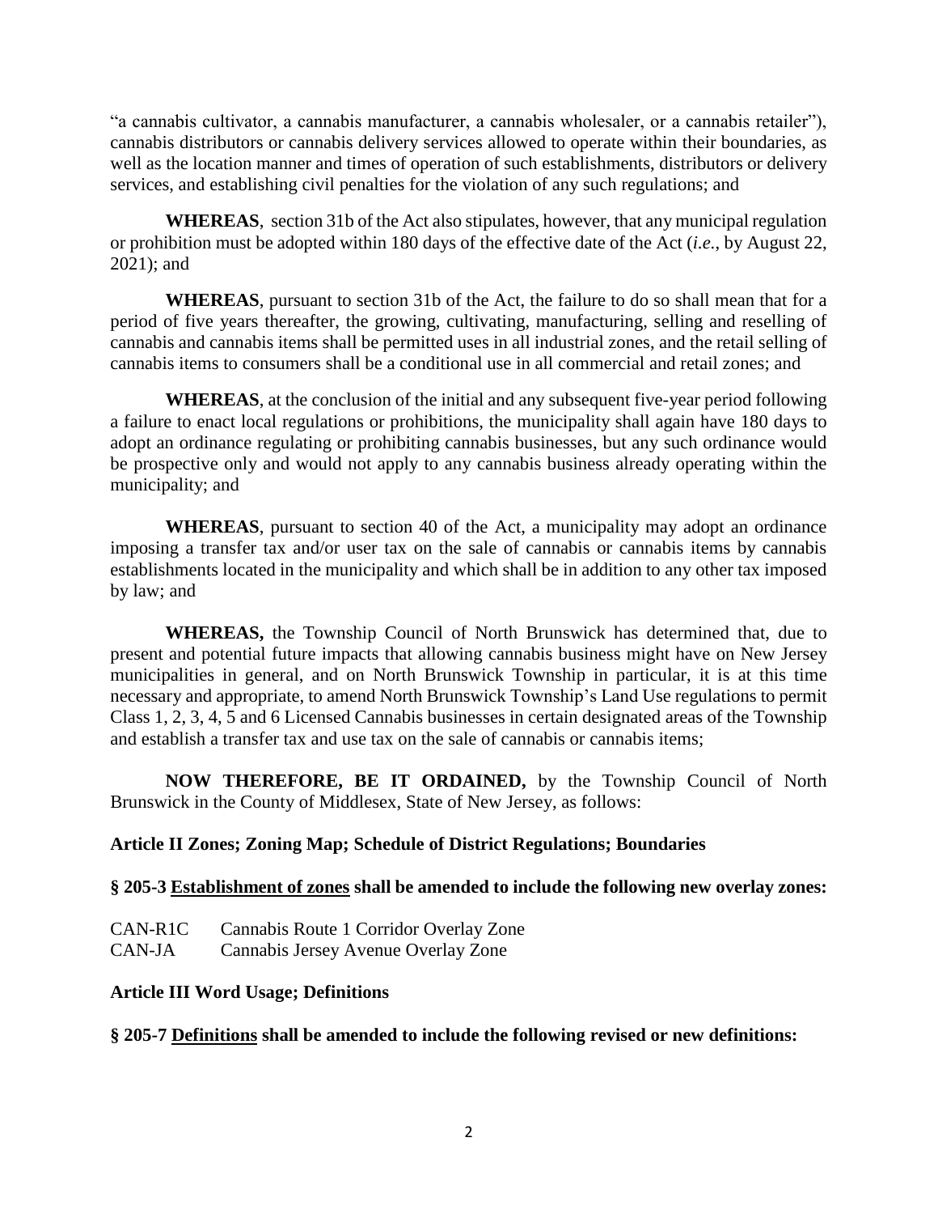"a cannabis cultivator, a cannabis manufacturer, a cannabis wholesaler, or a cannabis retailer"), cannabis distributors or cannabis delivery services allowed to operate within their boundaries, as well as the location manner and times of operation of such establishments, distributors or delivery services, and establishing civil penalties for the violation of any such regulations; and

**WHEREAS**, section 31b of the Act also stipulates, however, that any municipal regulation or prohibition must be adopted within 180 days of the effective date of the Act (*i.e.*, by August 22, 2021); and

**WHEREAS**, pursuant to section 31b of the Act, the failure to do so shall mean that for a period of five years thereafter, the growing, cultivating, manufacturing, selling and reselling of cannabis and cannabis items shall be permitted uses in all industrial zones, and the retail selling of cannabis items to consumers shall be a conditional use in all commercial and retail zones; and

**WHEREAS**, at the conclusion of the initial and any subsequent five-year period following a failure to enact local regulations or prohibitions, the municipality shall again have 180 days to adopt an ordinance regulating or prohibiting cannabis businesses, but any such ordinance would be prospective only and would not apply to any cannabis business already operating within the municipality; and

**WHEREAS**, pursuant to section 40 of the Act, a municipality may adopt an ordinance imposing a transfer tax and/or user tax on the sale of cannabis or cannabis items by cannabis establishments located in the municipality and which shall be in addition to any other tax imposed by law; and

**WHEREAS,** the Township Council of North Brunswick has determined that, due to present and potential future impacts that allowing cannabis business might have on New Jersey municipalities in general, and on North Brunswick Township in particular, it is at this time necessary and appropriate, to amend North Brunswick Township's Land Use regulations to permit Class 1, 2, 3, 4, 5 and 6 Licensed Cannabis businesses in certain designated areas of the Township and establish a transfer tax and use tax on the sale of cannabis or cannabis items;

**NOW THEREFORE, BE IT ORDAINED,** by the Township Council of North Brunswick in the County of Middlesex, State of New Jersey, as follows:

**Article II Zones; Zoning Map; Schedule of District Regulations; Boundaries**

**§ 205-3 Establishment of zones shall be amended to include the following new overlay zones:**

CAN-R1C Cannabis Route 1 Corridor Overlay Zone
CAN-JA Cannabis Jersey Avenue Overlay Zone

**Article III Word Usage; Definitions**

**§ 205-7 Definitions shall be amended to include the following revised or new definitions:**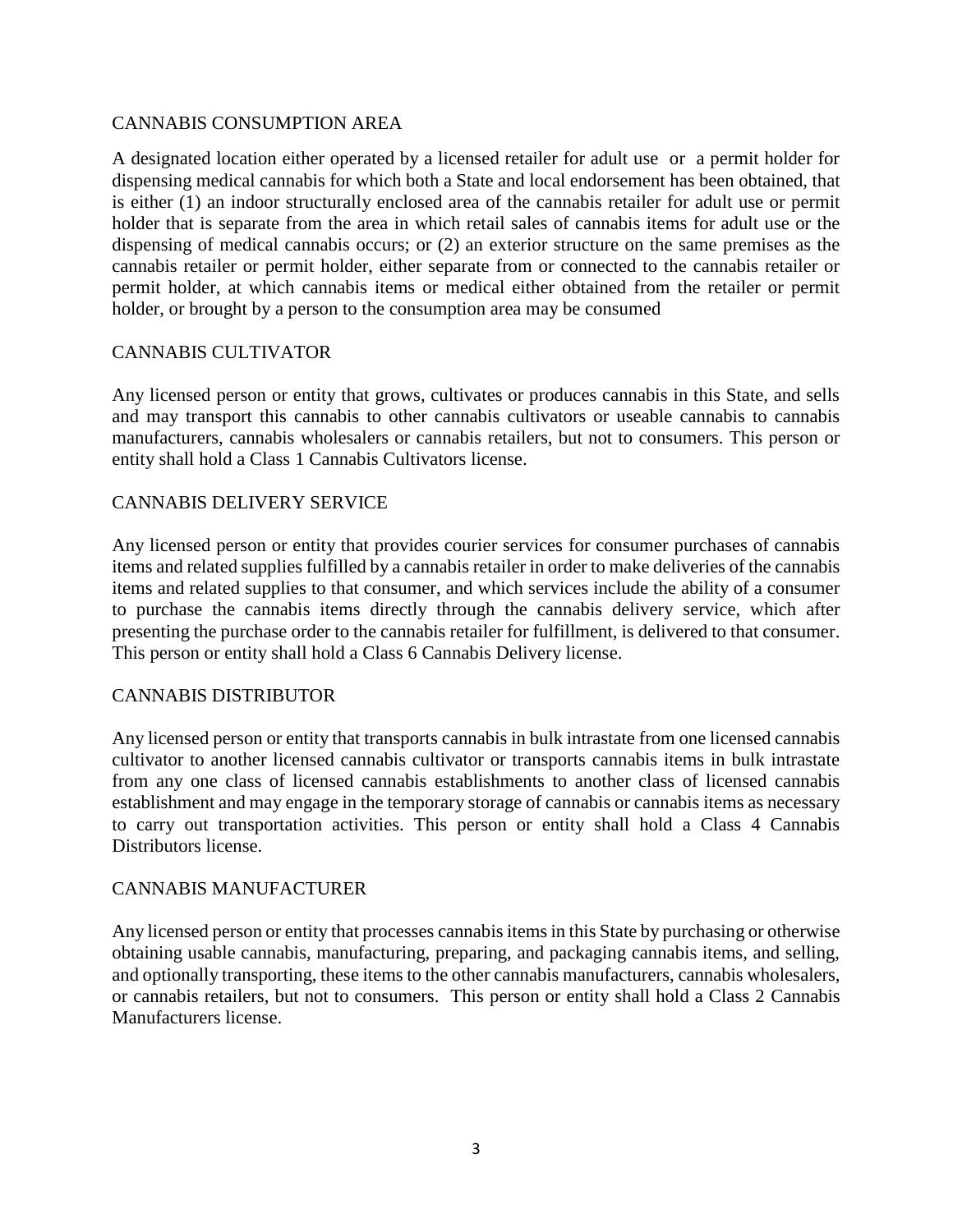CANNABIS CONSUMPTION AREA

A designated location either operated by a licensed retailer for adult use or a permit holder for dispensing medical cannabis for which both a State and local endorsement has been obtained, that is either (1) an indoor structurally enclosed area of the cannabis retailer for adult use or permit holder that is separate from the area in which retail sales of cannabis items for adult use or the dispensing of medical cannabis occurs; or (2) an exterior structure on the same premises as the cannabis retailer or permit holder, either separate from or connected to the cannabis retailer or permit holder, at which cannabis items or medical either obtained from the retailer or permit holder, or brought by a person to the consumption area may be consumed

CANNABIS CULTIVATOR

Any licensed person or entity that grows, cultivates or produces cannabis in this State, and sells and may transport this cannabis to other cannabis cultivators or useable cannabis to cannabis manufacturers, cannabis wholesalers or cannabis retailers, but not to consumers. This person or entity shall hold a Class 1 Cannabis Cultivators license.

CANNABIS DELIVERY SERVICE

Any licensed person or entity that provides courier services for consumer purchases of cannabis items and related supplies fulfilled by a cannabis retailer in order to make deliveries of the cannabis items and related supplies to that consumer, and which services include the ability of a consumer to purchase the cannabis items directly through the cannabis delivery service, which after presenting the purchase order to the cannabis retailer for fulfillment, is delivered to that consumer. This person or entity shall hold a Class 6 Cannabis Delivery license.

CANNABIS DISTRIBUTOR

Any licensed person or entity that transports cannabis in bulk intrastate from one licensed cannabis cultivator to another licensed cannabis cultivator or transports cannabis items in bulk intrastate from any one class of licensed cannabis establishments to another class of licensed cannabis establishment and may engage in the temporary storage of cannabis or cannabis items as necessary to carry out transportation activities. This person or entity shall hold a Class 4 Cannabis Distributors license.

CANNABIS MANUFACTURER

Any licensed person or entity that processes cannabis items in this State by purchasing or otherwise obtaining usable cannabis, manufacturing, preparing, and packaging cannabis items, and selling, and optionally transporting, these items to the other cannabis manufacturers, cannabis wholesalers, or cannabis retailers, but not to consumers. This person or entity shall hold a Class 2 Cannabis Manufacturers license.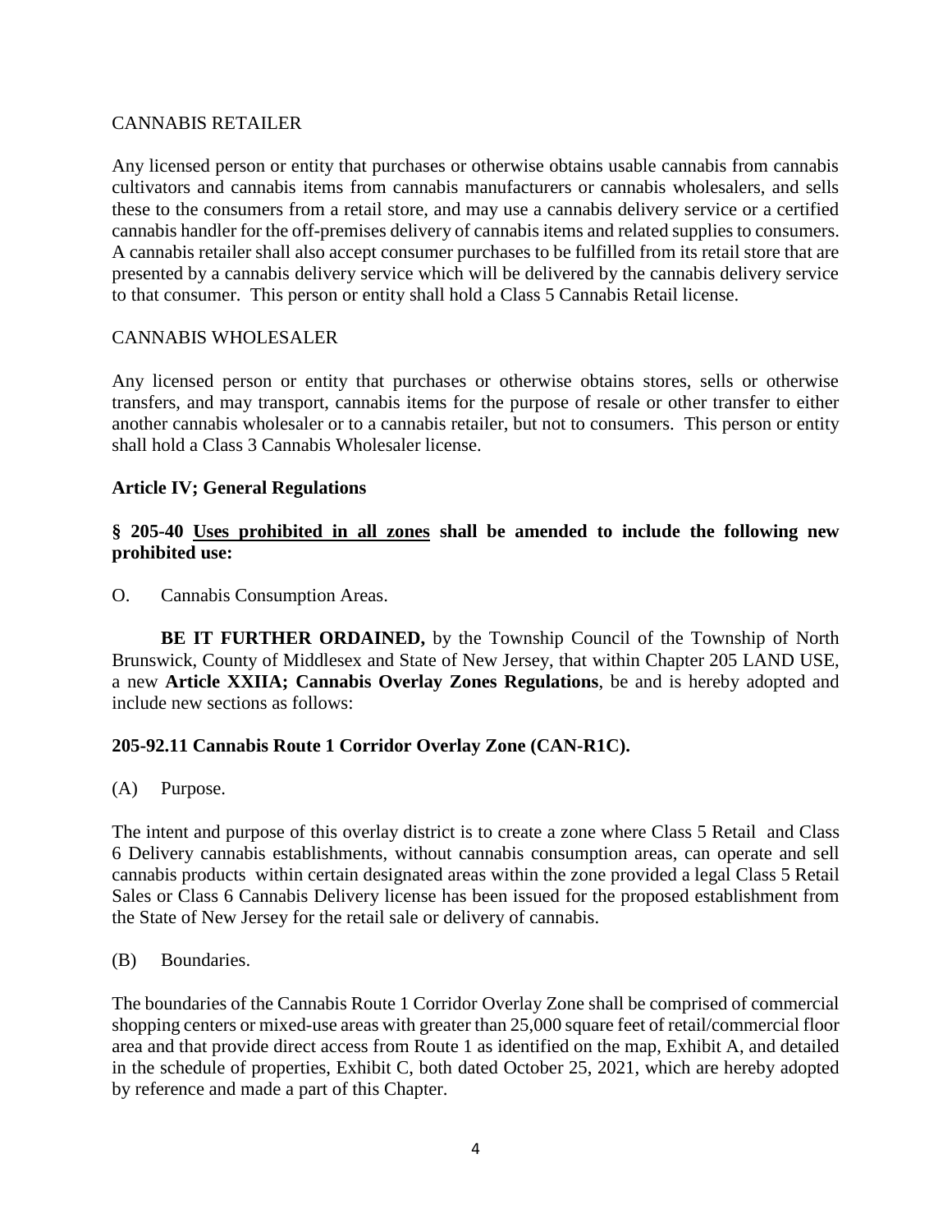CANNABIS RETAILER

Any licensed person or entity that purchases or otherwise obtains usable cannabis from cannabis cultivators and cannabis items from cannabis manufacturers or cannabis wholesalers, and sells these to the consumers from a retail store, and may use a cannabis delivery service or a certified cannabis handler for the off-premises delivery of cannabis items and related supplies to consumers. A cannabis retailer shall also accept consumer purchases to be fulfilled from its retail store that are presented by a cannabis delivery service which will be delivered by the cannabis delivery service to that consumer. This person or entity shall hold a Class 5 Cannabis Retail license.

CANNABIS WHOLESALER

Any licensed person or entity that purchases or otherwise obtains stores, sells or otherwise transfers, and may transport, cannabis items for the purpose of resale or other transfer to either another cannabis wholesaler or to a cannabis retailer, but not to consumers. This person or entity shall hold a Class 3 Cannabis Wholesaler license.

**Article IV; General Regulations**

**§ 205-40 <u>Uses prohibited in all zones</u> shall be amended to include the following new prohibited use:**

O. Cannabis Consumption Areas.

**BE IT FURTHER ORDAINED,** by the Township Council of the Township of North Brunswick, County of Middlesex and State of New Jersey, that within Chapter 205 LAND USE, a new **Article XXIIA; Cannabis Overlay Zones Regulations**, be and is hereby adopted and include new sections as follows:

**205-92.11 Cannabis Route 1 Corridor Overlay Zone (CAN-R1C).**

(A) Purpose.

The intent and purpose of this overlay district is to create a zone where Class 5 Retail and Class 6 Delivery cannabis establishments, without cannabis consumption areas, can operate and sell cannabis products within certain designated areas within the zone provided a legal Class 5 Retail Sales or Class 6 Cannabis Delivery license has been issued for the proposed establishment from the State of New Jersey for the retail sale or delivery of cannabis.

(B) Boundaries.

The boundaries of the Cannabis Route 1 Corridor Overlay Zone shall be comprised of commercial shopping centers or mixed-use areas with greater than 25,000 square feet of retail/commercial floor area and that provide direct access from Route 1 as identified on the map, Exhibit A, and detailed in the schedule of properties, Exhibit C, both dated October 25, 2021, which are hereby adopted by reference and made a part of this Chapter.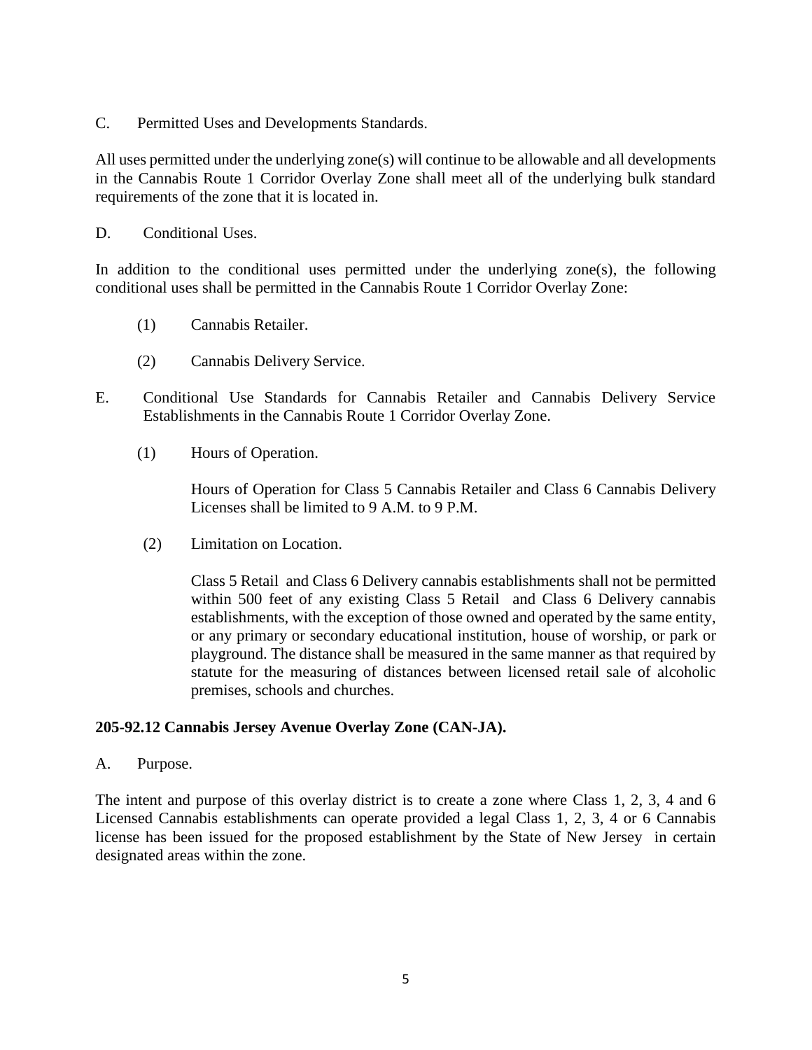C. Permitted Uses and Developments Standards.

All uses permitted under the underlying zone(s) will continue to be allowable and all developments in the Cannabis Route 1 Corridor Overlay Zone shall meet all of the underlying bulk standard requirements of the zone that it is located in.

D. Conditional Uses.

In addition to the conditional uses permitted under the underlying zone(s), the following conditional uses shall be permitted in the Cannabis Route 1 Corridor Overlay Zone:

(1) Cannabis Retailer.

(2) Cannabis Delivery Service.

E. Conditional Use Standards for Cannabis Retailer and Cannabis Delivery Service Establishments in the Cannabis Route 1 Corridor Overlay Zone.

(1) Hours of Operation.

Hours of Operation for Class 5 Cannabis Retailer and Class 6 Cannabis Delivery Licenses shall be limited to 9 A.M. to 9 P.M.

(2) Limitation on Location.

Class 5 Retail and Class 6 Delivery cannabis establishments shall not be permitted within 500 feet of any existing Class 5 Retail and Class 6 Delivery cannabis establishments, with the exception of those owned and operated by the same entity, or any primary or secondary educational institution, house of worship, or park or playground. The distance shall be measured in the same manner as that required by statute for the measuring of distances between licensed retail sale of alcoholic premises, schools and churches.

**205-92.12 Cannabis Jersey Avenue Overlay Zone (CAN-JA).**

A. Purpose.

The intent and purpose of this overlay district is to create a zone where Class 1, 2, 3, 4 and 6 Licensed Cannabis establishments can operate provided a legal Class 1, 2, 3, 4 or 6 Cannabis license has been issued for the proposed establishment by the State of New Jersey in certain designated areas within the zone.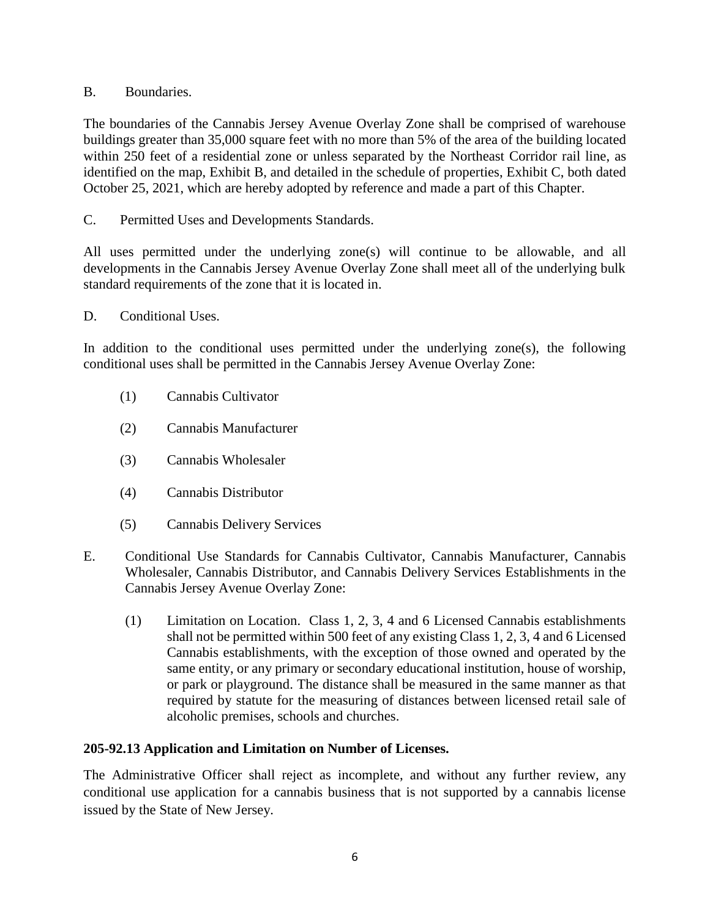B. Boundaries.

The boundaries of the Cannabis Jersey Avenue Overlay Zone shall be comprised of warehouse buildings greater than 35,000 square feet with no more than 5% of the area of the building located within 250 feet of a residential zone or unless separated by the Northeast Corridor rail line, as identified on the map, Exhibit B, and detailed in the schedule of properties, Exhibit C, both dated October 25, 2021, which are hereby adopted by reference and made a part of this Chapter.

C. Permitted Uses and Developments Standards.

All uses permitted under the underlying zone(s) will continue to be allowable, and all developments in the Cannabis Jersey Avenue Overlay Zone shall meet all of the underlying bulk standard requirements of the zone that it is located in.

D. Conditional Uses.

In addition to the conditional uses permitted under the underlying zone(s), the following conditional uses shall be permitted in the Cannabis Jersey Avenue Overlay Zone:

(1) Cannabis Cultivator

(2) Cannabis Manufacturer

(3) Cannabis Wholesaler

(4) Cannabis Distributor

(5) Cannabis Delivery Services

E. Conditional Use Standards for Cannabis Cultivator, Cannabis Manufacturer, Cannabis Wholesaler, Cannabis Distributor, and Cannabis Delivery Services Establishments in the Cannabis Jersey Avenue Overlay Zone:

(1) Limitation on Location. Class 1, 2, 3, 4 and 6 Licensed Cannabis establishments shall not be permitted within 500 feet of any existing Class 1, 2, 3, 4 and 6 Licensed Cannabis establishments, with the exception of those owned and operated by the same entity, or any primary or secondary educational institution, house of worship, or park or playground. The distance shall be measured in the same manner as that required by statute for the measuring of distances between licensed retail sale of alcoholic premises, schools and churches.

**205-92.13 Application and Limitation on Number of Licenses.**

The Administrative Officer shall reject as incomplete, and without any further review, any conditional use application for a cannabis business that is not supported by a cannabis license issued by the State of New Jersey.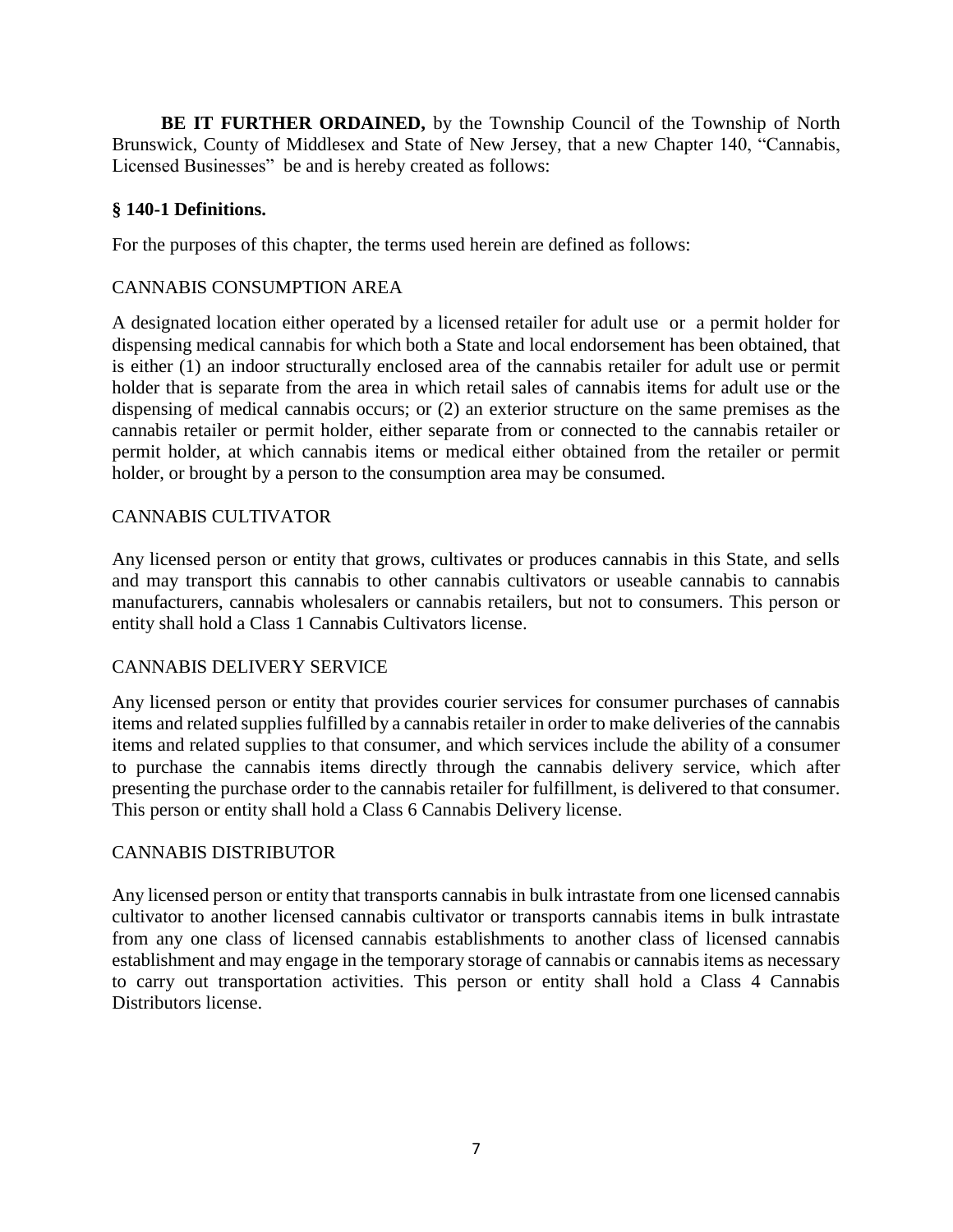**BE IT FURTHER ORDAINED,** by the Township Council of the Township of North Brunswick, County of Middlesex and State of New Jersey, that a new Chapter 140, "Cannabis, Licensed Businesses" be and is hereby created as follows:

### § 140-1 Definitions.

For the purposes of this chapter, the terms used herein are defined as follows:

CANNABIS CONSUMPTION AREA

A designated location either operated by a licensed retailer for adult use or a permit holder for dispensing medical cannabis for which both a State and local endorsement has been obtained, that is either (1) an indoor structurally enclosed area of the cannabis retailer for adult use or permit holder that is separate from the area in which retail sales of cannabis items for adult use or the dispensing of medical cannabis occurs; or (2) an exterior structure on the same premises as the cannabis retailer or permit holder, either separate from or connected to the cannabis retailer or permit holder, at which cannabis items or medical either obtained from the retailer or permit holder, or brought by a person to the consumption area may be consumed.

CANNABIS CULTIVATOR

Any licensed person or entity that grows, cultivates or produces cannabis in this State, and sells and may transport this cannabis to other cannabis cultivators or useable cannabis to cannabis manufacturers, cannabis wholesalers or cannabis retailers, but not to consumers. This person or entity shall hold a Class 1 Cannabis Cultivators license.

CANNABIS DELIVERY SERVICE

Any licensed person or entity that provides courier services for consumer purchases of cannabis items and related supplies fulfilled by a cannabis retailer in order to make deliveries of the cannabis items and related supplies to that consumer, and which services include the ability of a consumer to purchase the cannabis items directly through the cannabis delivery service, which after presenting the purchase order to the cannabis retailer for fulfillment, is delivered to that consumer. This person or entity shall hold a Class 6 Cannabis Delivery license.

CANNABIS DISTRIBUTOR

Any licensed person or entity that transports cannabis in bulk intrastate from one licensed cannabis cultivator to another licensed cannabis cultivator or transports cannabis items in bulk intrastate from any one class of licensed cannabis establishments to another class of licensed cannabis establishment and may engage in the temporary storage of cannabis or cannabis items as necessary to carry out transportation activities. This person or entity shall hold a Class 4 Cannabis Distributors license.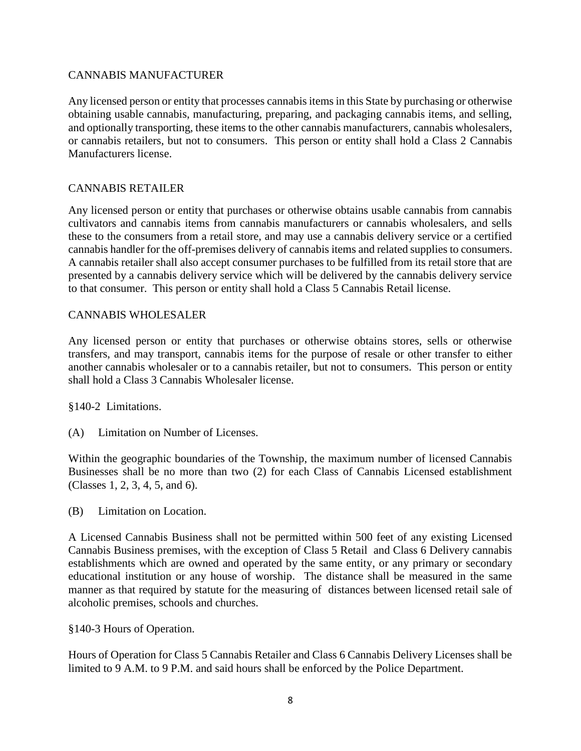CANNABIS MANUFACTURER

Any licensed person or entity that processes cannabis items in this State by purchasing or otherwise obtaining usable cannabis, manufacturing, preparing, and packaging cannabis items, and selling, and optionally transporting, these items to the other cannabis manufacturers, cannabis wholesalers, or cannabis retailers, but not to consumers. This person or entity shall hold a Class 2 Cannabis Manufacturers license.

CANNABIS RETAILER

Any licensed person or entity that purchases or otherwise obtains usable cannabis from cannabis cultivators and cannabis items from cannabis manufacturers or cannabis wholesalers, and sells these to the consumers from a retail store, and may use a cannabis delivery service or a certified cannabis handler for the off-premises delivery of cannabis items and related supplies to consumers. A cannabis retailer shall also accept consumer purchases to be fulfilled from its retail store that are presented by a cannabis delivery service which will be delivered by the cannabis delivery service to that consumer. This person or entity shall hold a Class 5 Cannabis Retail license.

CANNABIS WHOLESALER

Any licensed person or entity that purchases or otherwise obtains stores, sells or otherwise transfers, and may transport, cannabis items for the purpose of resale or other transfer to either another cannabis wholesaler or to a cannabis retailer, but not to consumers. This person or entity shall hold a Class 3 Cannabis Wholesaler license.

§140-2 Limitations.

(A) Limitation on Number of Licenses.

Within the geographic boundaries of the Township, the maximum number of licensed Cannabis Businesses shall be no more than two (2) for each Class of Cannabis Licensed establishment (Classes 1, 2, 3, 4, 5, and 6).

(B) Limitation on Location.

A Licensed Cannabis Business shall not be permitted within 500 feet of any existing Licensed Cannabis Business premises, with the exception of Class 5 Retail and Class 6 Delivery cannabis establishments which are owned and operated by the same entity, or any primary or secondary educational institution or any house of worship. The distance shall be measured in the same manner as that required by statute for the measuring of distances between licensed retail sale of alcoholic premises, schools and churches.

§140-3 Hours of Operation.

Hours of Operation for Class 5 Cannabis Retailer and Class 6 Cannabis Delivery Licenses shall be limited to 9 A.M. to 9 P.M. and said hours shall be enforced by the Police Department.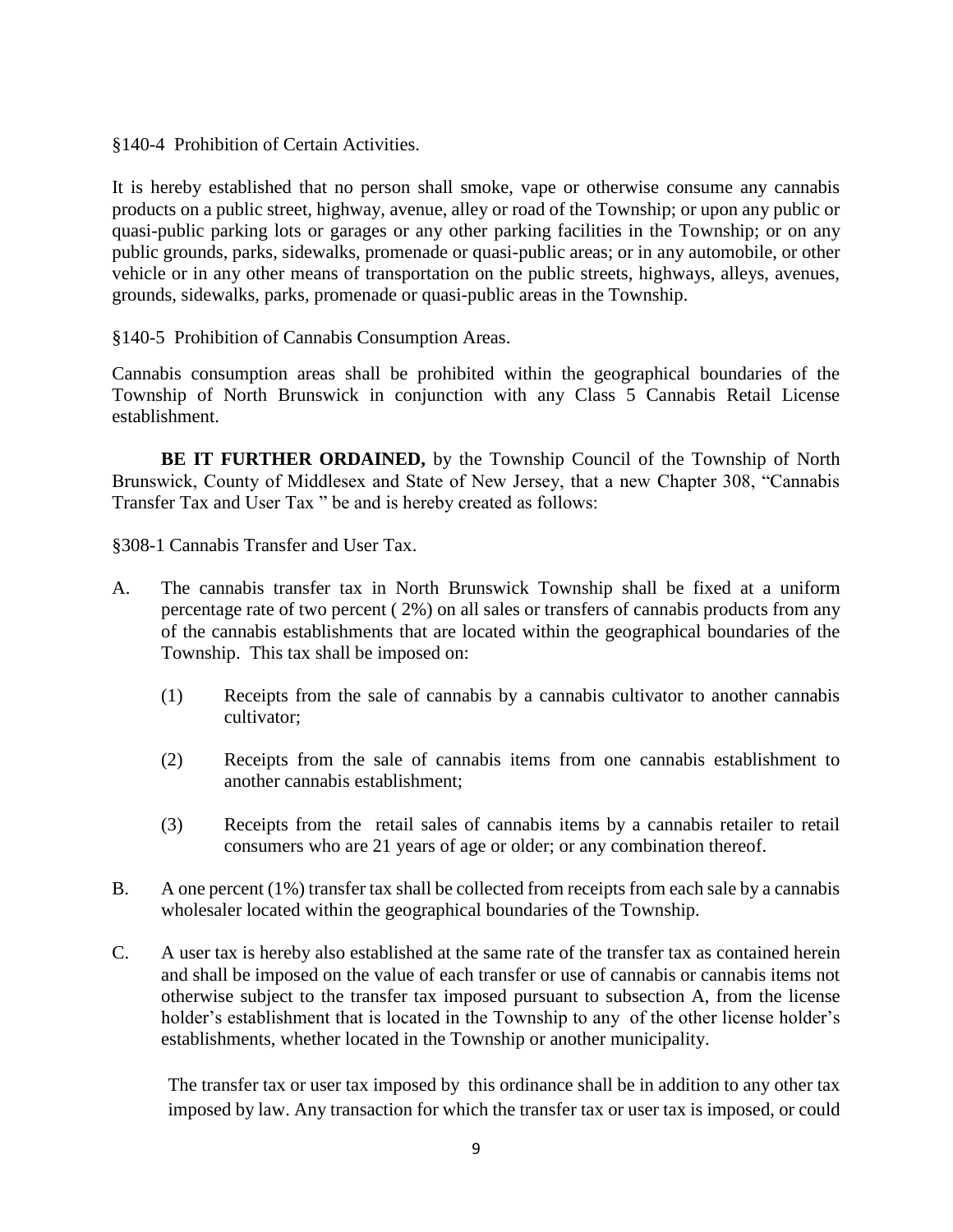§140-4 Prohibition of Certain Activities.

It is hereby established that no person shall smoke, vape or otherwise consume any cannabis products on a public street, highway, avenue, alley or road of the Township; or upon any public or quasi-public parking lots or garages or any other parking facilities in the Township; or on any public grounds, parks, sidewalks, promenade or quasi-public areas; or in any automobile, or other vehicle or in any other means of transportation on the public streets, highways, alleys, avenues, grounds, sidewalks, parks, promenade or quasi-public areas in the Township.

§140-5 Prohibition of Cannabis Consumption Areas.

Cannabis consumption areas shall be prohibited within the geographical boundaries of the Township of North Brunswick in conjunction with any Class 5 Cannabis Retail License establishment.

**BE IT FURTHER ORDAINED,** by the Township Council of the Township of North Brunswick, County of Middlesex and State of New Jersey, that a new Chapter 308, "Cannabis Transfer Tax and User Tax " be and is hereby created as follows:

§308-1 Cannabis Transfer and User Tax.

A. The cannabis transfer tax in North Brunswick Township shall be fixed at a uniform percentage rate of two percent ( 2%) on all sales or transfers of cannabis products from any of the cannabis establishments that are located within the geographical boundaries of the Township. This tax shall be imposed on:

   (1) Receipts from the sale of cannabis by a cannabis cultivator to another cannabis cultivator;

   (2) Receipts from the sale of cannabis items from one cannabis establishment to another cannabis establishment;

   (3) Receipts from the retail sales of cannabis items by a cannabis retailer to retail consumers who are 21 years of age or older; or any combination thereof.

B. A one percent (1%) transfer tax shall be collected from receipts from each sale by a cannabis wholesaler located within the geographical boundaries of the Township.

C. A user tax is hereby also established at the same rate of the transfer tax as contained herein and shall be imposed on the value of each transfer or use of cannabis or cannabis items not otherwise subject to the transfer tax imposed pursuant to subsection A, from the license holder's establishment that is located in the Township to any of the other license holder's establishments, whether located in the Township or another municipality.

   The transfer tax or user tax imposed by this ordinance shall be in addition to any other tax imposed by law. Any transaction for which the transfer tax or user tax is imposed, or could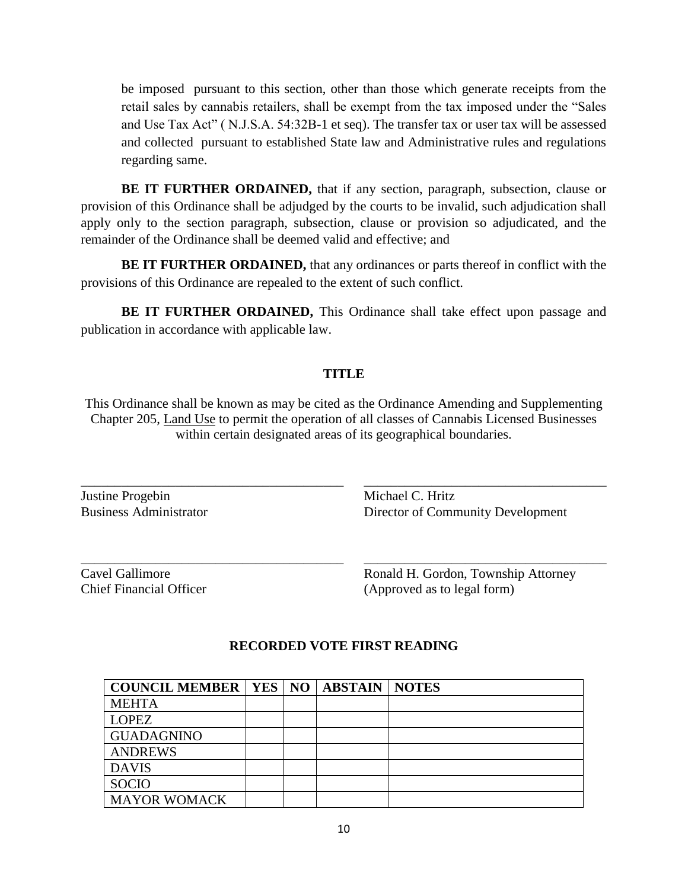be imposed pursuant to this section, other than those which generate receipts from the retail sales by cannabis retailers, shall be exempt from the tax imposed under the "Sales and Use Tax Act" ( N.J.S.A. 54:32B-1 et seq). The transfer tax or user tax will be assessed and collected pursuant to established State law and Administrative rules and regulations regarding same.

**BE IT FURTHER ORDAINED,** that if any section, paragraph, subsection, clause or provision of this Ordinance shall be adjudged by the courts to be invalid, such adjudication shall apply only to the section paragraph, subsection, clause or provision so adjudicated, and the remainder of the Ordinance shall be deemed valid and effective; and

**BE IT FURTHER ORDAINED,** that any ordinances or parts thereof in conflict with the provisions of this Ordinance are repealed to the extent of such conflict.

**BE IT FURTHER ORDAINED,** This Ordinance shall take effect upon passage and publication in accordance with applicable law.

**TITLE**

This Ordinance shall be known as may be cited as the Ordinance Amending and Supplementing Chapter 205, Land Use to permit the operation of all classes of Cannabis Licensed Businesses within certain designated areas of its geographical boundaries.

\_\_\_\_\_\_\_\_\_\_\_\_\_\_\_\_\_\_\_\_\_\_\_\_\_\_\_\_\_\_\_\_\_\_\_\_\_\_\_\_
Justine Progebin
Business Administrator

\_\_\_\_\_\_\_\_\_\_\_\_\_\_\_\_\_\_\_\_\_\_\_\_\_\_\_\_\_\_\_\_\_\_\_\_\_\_\_\_
Michael C. Hritz
Director of Community Development

\_\_\_\_\_\_\_\_\_\_\_\_\_\_\_\_\_\_\_\_\_\_\_\_\_\_\_\_\_\_\_\_\_\_\_\_\_\_\_\_
Cavel Gallimore
Chief Financial Officer

\_\_\_\_\_\_\_\_\_\_\_\_\_\_\_\_\_\_\_\_\_\_\_\_\_\_\_\_\_\_\_\_\_\_\_\_\_\_\_\_
Ronald H. Gordon, Township Attorney
(Approved as to legal form)

**RECORDED VOTE FIRST READING**

| COUNCIL MEMBER | YES | NO | ABSTAIN | NOTES |
|---|---|---|---|---|
| MEHTA | | | | |
| LOPEZ | | | | |
| GUADAGNINO | | | | |
| ANDREWS | | | | |
| DAVIS | | | | |
| SOCIO | | | | |
| MAYOR WOMACK | | | | |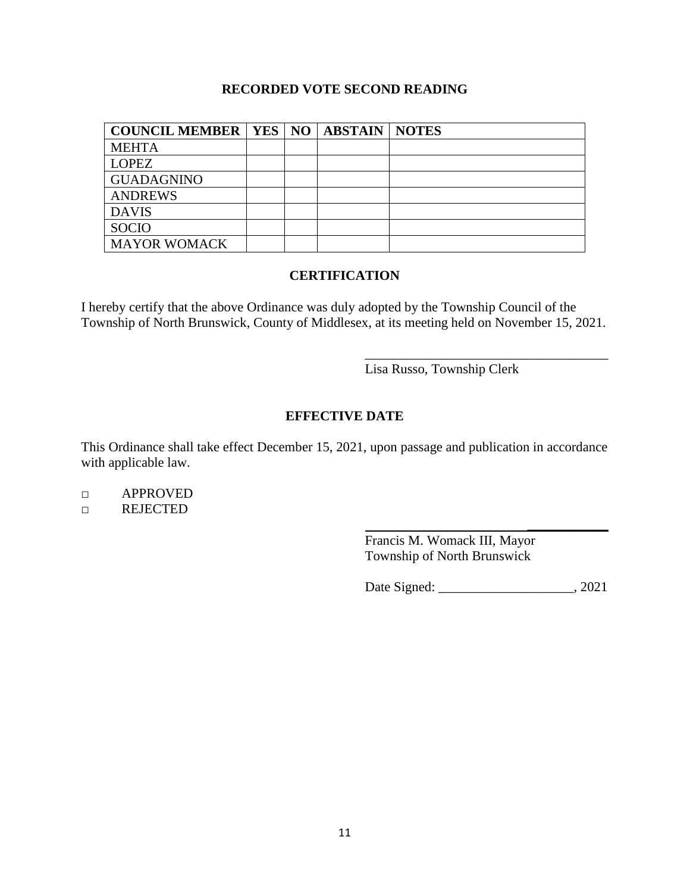**RECORDED VOTE SECOND READING**

| COUNCIL MEMBER | YES | NO | ABSTAIN | NOTES |
|---|---|---|---|---|
| MEHTA | | | | |
| LOPEZ | | | | |
| GUADAGNINO | | | | |
| ANDREWS | | | | |
| DAVIS | | | | |
| SOCIO | | | | |
| MAYOR WOMACK | | | | |

**CERTIFICATION**

I hereby certify that the above Ordinance was duly adopted by the Township Council of the Township of North Brunswick, County of Middlesex, at its meeting held on November 15, 2021.

_____________________________________
Lisa Russo, Township Clerk

**EFFECTIVE DATE**

This Ordinance shall take effect December 15, 2021, upon passage and publication in accordance with applicable law.

□ APPROVED
□ REJECTED

_____________________________________
Francis M. Womack III, Mayor
Township of North Brunswick

Date Signed: ____________________, 2021